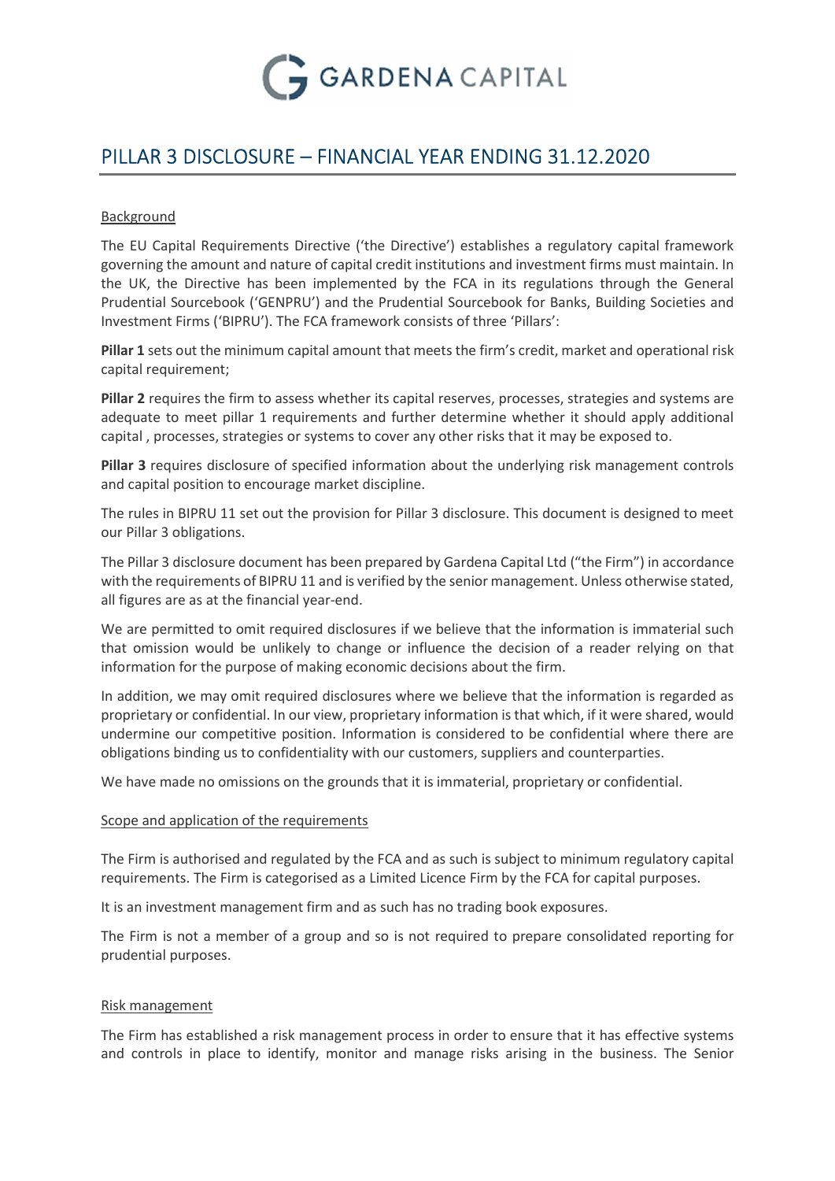GARDENA CAPITAL

# PILLAR 3 DISCLOSURE – FINANCIAL YEAR ENDING 31.12.2020

## Background

The EU Capital Requirements Directive ('the Directive') establishes a regulatory capital framework governing the amount and nature of capital credit institutions and investment firms must maintain. In the UK, the Directive has been implemented by the FCA in its regulations through the General Prudential Sourcebook ('GENPRU') and the Prudential Sourcebook for Banks, Building Societies and Investment Firms ('BIPRU'). The FCA framework consists of three 'Pillars':

**Pillar 1** sets out the minimum capital amount that meets the firm's credit, market and operational risk capital requirement;

**Pillar 2** requires the firm to assess whether its capital reserves, processes, strategies and systems are adequate to meet pillar 1 requirements and further determine whether it should apply additional capital , processes, strategies or systems to cover any other risks that it may be exposed to.

**Pillar 3** requires disclosure of specified information about the underlying risk management controls and capital position to encourage market discipline.

The rules in BIPRU 11 set out the provision for Pillar 3 disclosure. This document is designed to meet our Pillar 3 obligations.

The Pillar 3 disclosure document has been prepared by Gardena Capital Ltd ("the Firm") in accordance with the requirements of BIPRU 11 and is verified by the senior management. Unless otherwise stated, all figures are as at the financial year-end.

We are permitted to omit required disclosures if we believe that the information is immaterial such that omission would be unlikely to change or influence the decision of a reader relying on that information for the purpose of making economic decisions about the firm.

In addition, we may omit required disclosures where we believe that the information is regarded as proprietary or confidential. In our view, proprietary information is that which, if it were shared, would undermine our competitive position. Information is considered to be confidential where there are obligations binding us to confidentiality with our customers, suppliers and counterparties.

We have made no omissions on the grounds that it is immaterial, proprietary or confidential.

## Scope and application of the requirements

The Firm is authorised and regulated by the FCA and as such is subject to minimum regulatory capital requirements. The Firm is categorised as a Limited Licence Firm by the FCA for capital purposes.

It is an investment management firm and as such has no trading book exposures.

The Firm is not a member of a group and so is not required to prepare consolidated reporting for prudential purposes.

## Risk management

The Firm has established a risk management process in order to ensure that it has effective systems and controls in place to identify, monitor and manage risks arising in the business. The Senior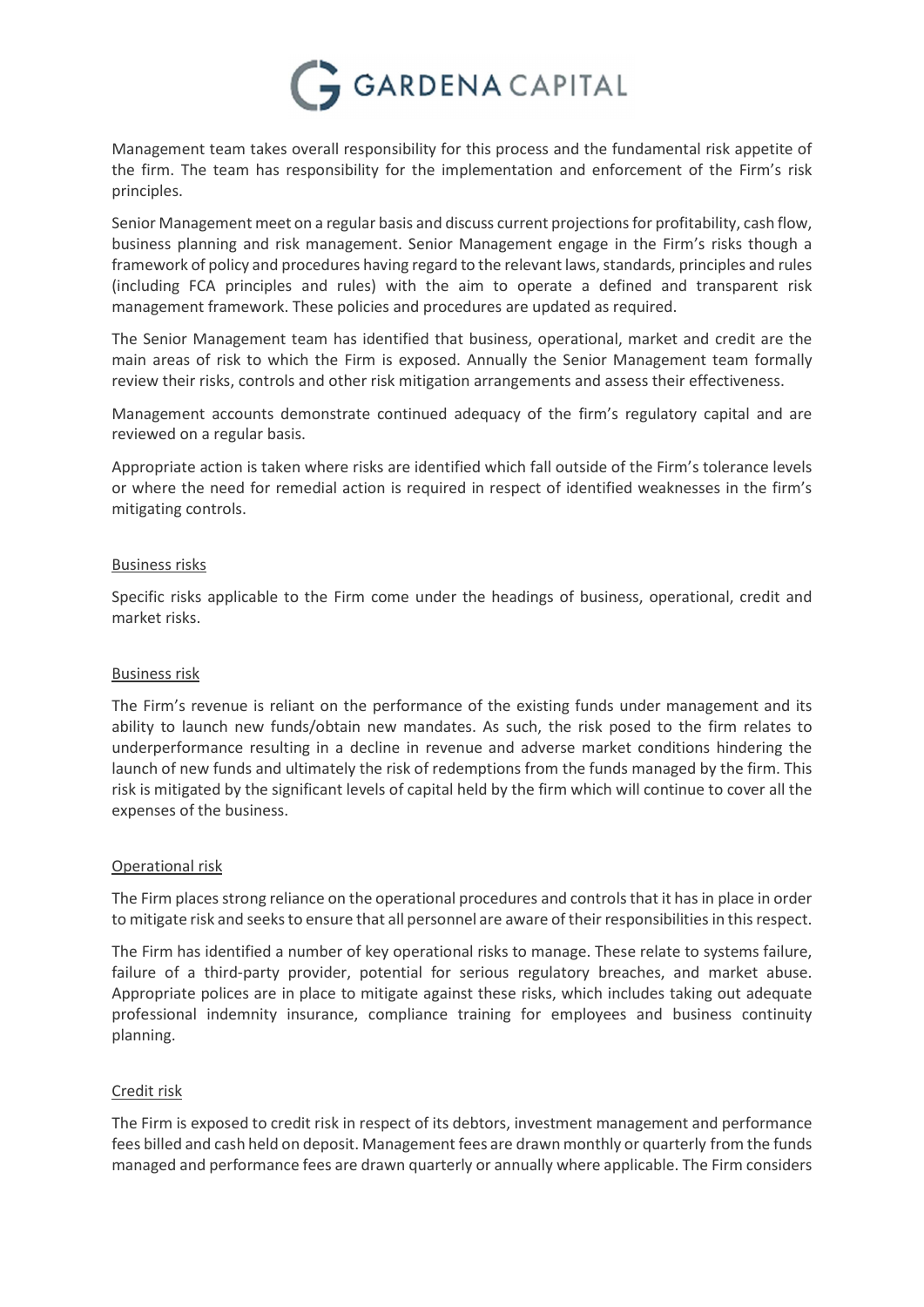Management team takes overall responsibility for this process and the fundamental risk appetite of the firm. The team has responsibility for the implementation and enforcement of the Firm's risk principles.

Senior Management meet on a regular basis and discuss current projections for profitability, cash flow, business planning and risk management. Senior Management engage in the Firm's risks though a framework of policy and procedures having regard to the relevant laws, standards, principles and rules (including FCA principles and rules) with the aim to operate a defined and transparent risk management framework. These policies and procedures are updated as required.

The Senior Management team has identified that business, operational, market and credit are the main areas of risk to which the Firm is exposed. Annually the Senior Management team formally review their risks, controls and other risk mitigation arrangements and assess their effectiveness.

Management accounts demonstrate continued adequacy of the firm's regulatory capital and are reviewed on a regular basis.

Appropriate action is taken where risks are identified which fall outside of the Firm's tolerance levels or where the need for remedial action is required in respect of identified weaknesses in the firm's mitigating controls.

## Business risks

Specific risks applicable to the Firm come under the headings of business, operational, credit and market risks.

## Business risk

The Firm's revenue is reliant on the performance of the existing funds under management and its ability to launch new funds/obtain new mandates. As such, the risk posed to the firm relates to underperformance resulting in a decline in revenue and adverse market conditions hindering the launch of new funds and ultimately the risk of redemptions from the funds managed by the firm. This risk is mitigated by the significant levels of capital held by the firm which will continue to cover all the expenses of the business.

## Operational risk

The Firm places strong reliance on the operational procedures and controls that it has in place in order to mitigate risk and seeks to ensure that all personnel are aware of their responsibilities in this respect.

The Firm has identified a number of key operational risks to manage. These relate to systems failure, failure of a third-party provider, potential for serious regulatory breaches, and market abuse. Appropriate polices are in place to mitigate against these risks, which includes taking out adequate professional indemnity insurance, compliance training for employees and business continuity planning.

## Credit risk

The Firm is exposed to credit risk in respect of its debtors, investment management and performance fees billed and cash held on deposit. Management fees are drawn monthly or quarterly from the funds managed and performance fees are drawn quarterly or annually where applicable. The Firm considers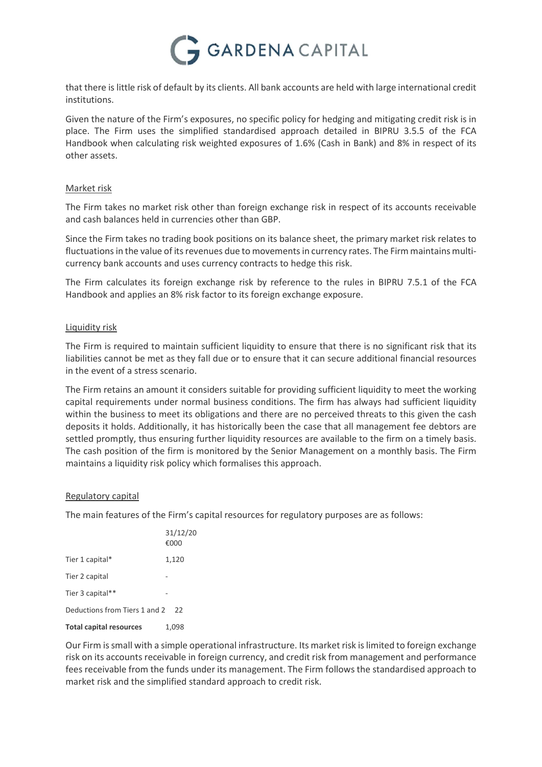that there is little risk of default by its clients. All bank accounts are held with large international credit institutions.

Given the nature of the Firm's exposures, no specific policy for hedging and mitigating credit risk is in place. The Firm uses the simplified standardised approach detailed in BIPRU 3.5.5 of the FCA Handbook when calculating risk weighted exposures of 1.6% (Cash in Bank) and 8% in respect of its other assets.

## Market risk

The Firm takes no market risk other than foreign exchange risk in respect of its accounts receivable and cash balances held in currencies other than GBP.

Since the Firm takes no trading book positions on its balance sheet, the primary market risk relates to fluctuations in the value of its revenues due to movements in currency rates. The Firm maintains multi-currency bank accounts and uses currency contracts to hedge this risk.

The Firm calculates its foreign exchange risk by reference to the rules in BIPRU 7.5.1 of the FCA Handbook and applies an 8% risk factor to its foreign exchange exposure.

## Liquidity risk

The Firm is required to maintain sufficient liquidity to ensure that there is no significant risk that its liabilities cannot be met as they fall due or to ensure that it can secure additional financial resources in the event of a stress scenario.

The Firm retains an amount it considers suitable for providing sufficient liquidity to meet the working capital requirements under normal business conditions. The firm has always had sufficient liquidity within the business to meet its obligations and there are no perceived threats to this given the cash deposits it holds. Additionally, it has historically been the case that all management fee debtors are settled promptly, thus ensuring further liquidity resources are available to the firm on a timely basis. The cash position of the firm is monitored by the Senior Management on a monthly basis. The Firm maintains a liquidity risk policy which formalises this approach.

## Regulatory capital

The main features of the Firm's capital resources for regulatory purposes are as follows:

| | 31/12/20 €000 |
|---|---|
| Tier 1 capital* | 1,120 |
| Tier 2 capital | - |
| Tier 3 capital** | - |
| Deductions from Tiers 1 and 2 | 22 |
| **Total capital resources** | 1,098 |

Our Firm is small with a simple operational infrastructure. Its market risk is limited to foreign exchange risk on its accounts receivable in foreign currency, and credit risk from management and performance fees receivable from the funds under its management. The Firm follows the standardised approach to market risk and the simplified standard approach to credit risk.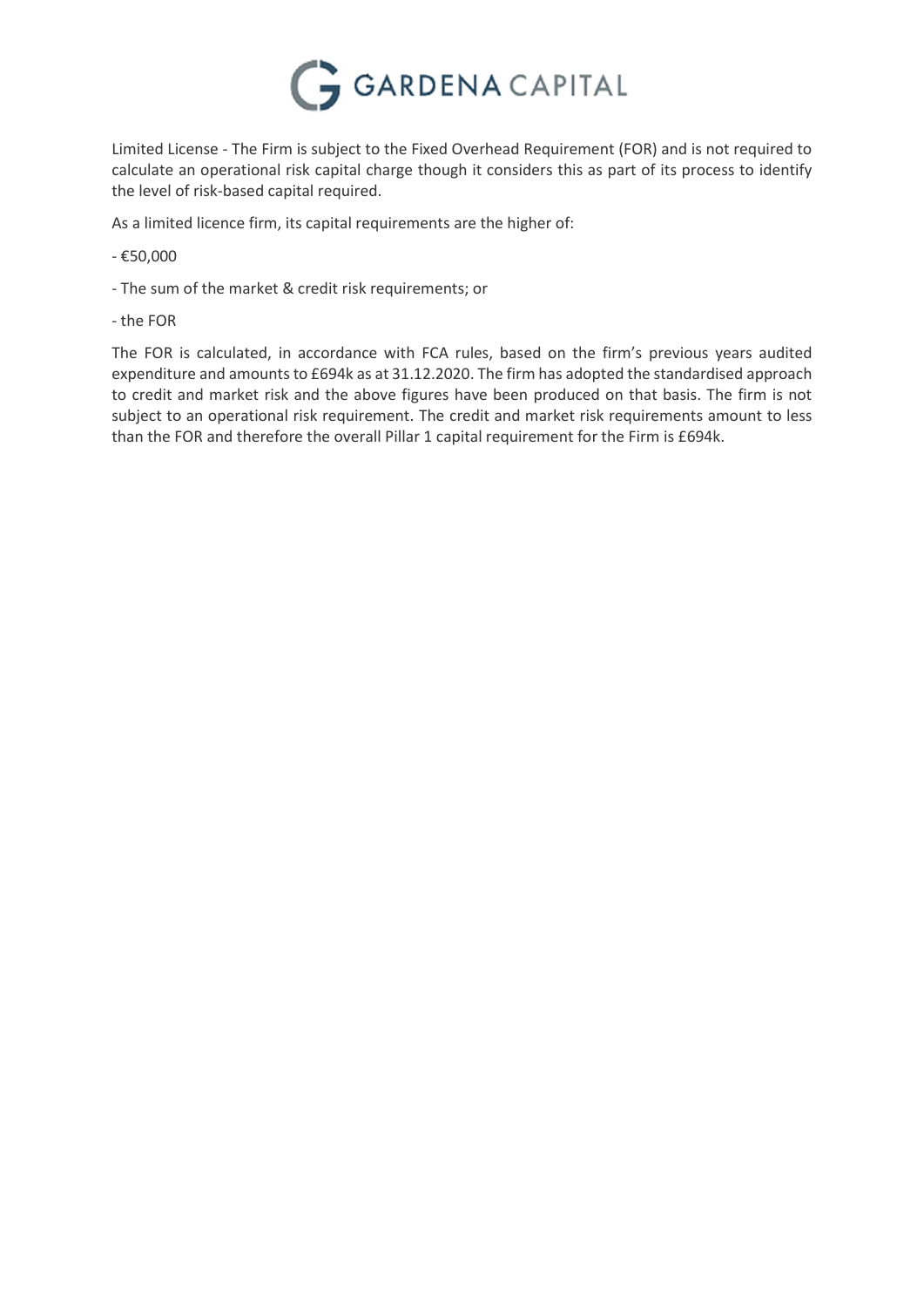Limited License - The Firm is subject to the Fixed Overhead Requirement (FOR) and is not required to calculate an operational risk capital charge though it considers this as part of its process to identify the level of risk-based capital required.

As a limited licence firm, its capital requirements are the higher of:

- €50,000

- The sum of the market & credit risk requirements; or

- the FOR

The FOR is calculated, in accordance with FCA rules, based on the firm's previous years audited expenditure and amounts to £694k as at 31.12.2020. The firm has adopted the standardised approach to credit and market risk and the above figures have been produced on that basis. The firm is not subject to an operational risk requirement. The credit and market risk requirements amount to less than the FOR and therefore the overall Pillar 1 capital requirement for the Firm is £694k.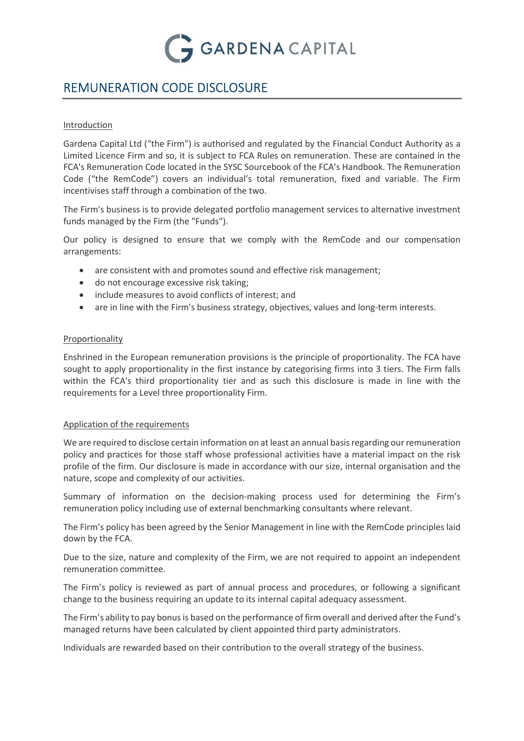# REMUNERATION CODE DISCLOSURE

Introduction

Gardena Capital Ltd ("the Firm") is authorised and regulated by the Financial Conduct Authority as a Limited Licence Firm and so, it is subject to FCA Rules on remuneration. These are contained in the FCA's Remuneration Code located in the SYSC Sourcebook of the FCA's Handbook. The Remuneration Code ("the RemCode") covers an individual's total remuneration, fixed and variable. The Firm incentivises staff through a combination of the two.

The Firm's business is to provide delegated portfolio management services to alternative investment funds managed by the Firm (the "Funds").

Our policy is designed to ensure that we comply with the RemCode and our compensation arrangements:

- are consistent with and promotes sound and effective risk management;
- do not encourage excessive risk taking;
- include measures to avoid conflicts of interest; and
- are in line with the Firm's business strategy, objectives, values and long-term interests.

Proportionality

Enshrined in the European remuneration provisions is the principle of proportionality. The FCA have sought to apply proportionality in the first instance by categorising firms into 3 tiers. The Firm falls within the FCA's third proportionality tier and as such this disclosure is made in line with the requirements for a Level three proportionality Firm.

Application of the requirements

We are required to disclose certain information on at least an annual basis regarding our remuneration policy and practices for those staff whose professional activities have a material impact on the risk profile of the firm. Our disclosure is made in accordance with our size, internal organisation and the nature, scope and complexity of our activities.

Summary of information on the decision-making process used for determining the Firm's remuneration policy including use of external benchmarking consultants where relevant.

The Firm's policy has been agreed by the Senior Management in line with the RemCode principles laid down by the FCA.

Due to the size, nature and complexity of the Firm, we are not required to appoint an independent remuneration committee.

The Firm's policy is reviewed as part of annual process and procedures, or following a significant change to the business requiring an update to its internal capital adequacy assessment.

The Firm's ability to pay bonus is based on the performance of firm overall and derived after the Fund's managed returns have been calculated by client appointed third party administrators.

Individuals are rewarded based on their contribution to the overall strategy of the business.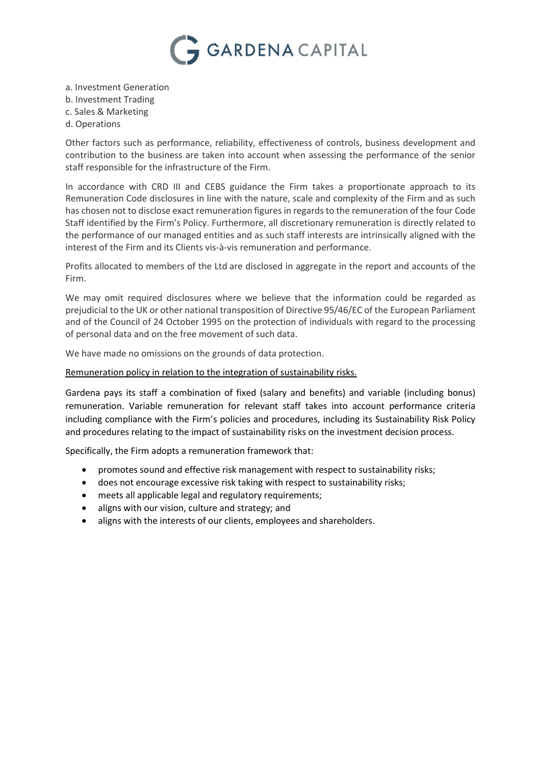a. Investment Generation
b. Investment Trading
c. Sales & Marketing
d. Operations

Other factors such as performance, reliability, effectiveness of controls, business development and contribution to the business are taken into account when assessing the performance of the senior staff responsible for the infrastructure of the Firm.

In accordance with CRD III and CEBS guidance the Firm takes a proportionate approach to its Remuneration Code disclosures in line with the nature, scale and complexity of the Firm and as such has chosen not to disclose exact remuneration figures in regards to the remuneration of the four Code Staff identified by the Firm's Policy. Furthermore, all discretionary remuneration is directly related to the performance of our managed entities and as such staff interests are intrinsically aligned with the interest of the Firm and its Clients vis-à-vis remuneration and performance.

Profits allocated to members of the Ltd are disclosed in aggregate in the report and accounts of the Firm.

We may omit required disclosures where we believe that the information could be regarded as prejudicial to the UK or other national transposition of Directive 95/46/EC of the European Parliament and of the Council of 24 October 1995 on the protection of individuals with regard to the processing of personal data and on the free movement of such data.

We have made no omissions on the grounds of data protection.

<u>Remuneration policy in relation to the integration of sustainability risks.</u>

Gardena pays its staff a combination of fixed (salary and benefits) and variable (including bonus) remuneration. Variable remuneration for relevant staff takes into account performance criteria including compliance with the Firm's policies and procedures, including its Sustainability Risk Policy and procedures relating to the impact of sustainability risks on the investment decision process.

Specifically, the Firm adopts a remuneration framework that:

- promotes sound and effective risk management with respect to sustainability risks;
- does not encourage excessive risk taking with respect to sustainability risks;
- meets all applicable legal and regulatory requirements;
- aligns with our vision, culture and strategy; and
- aligns with the interests of our clients, employees and shareholders.